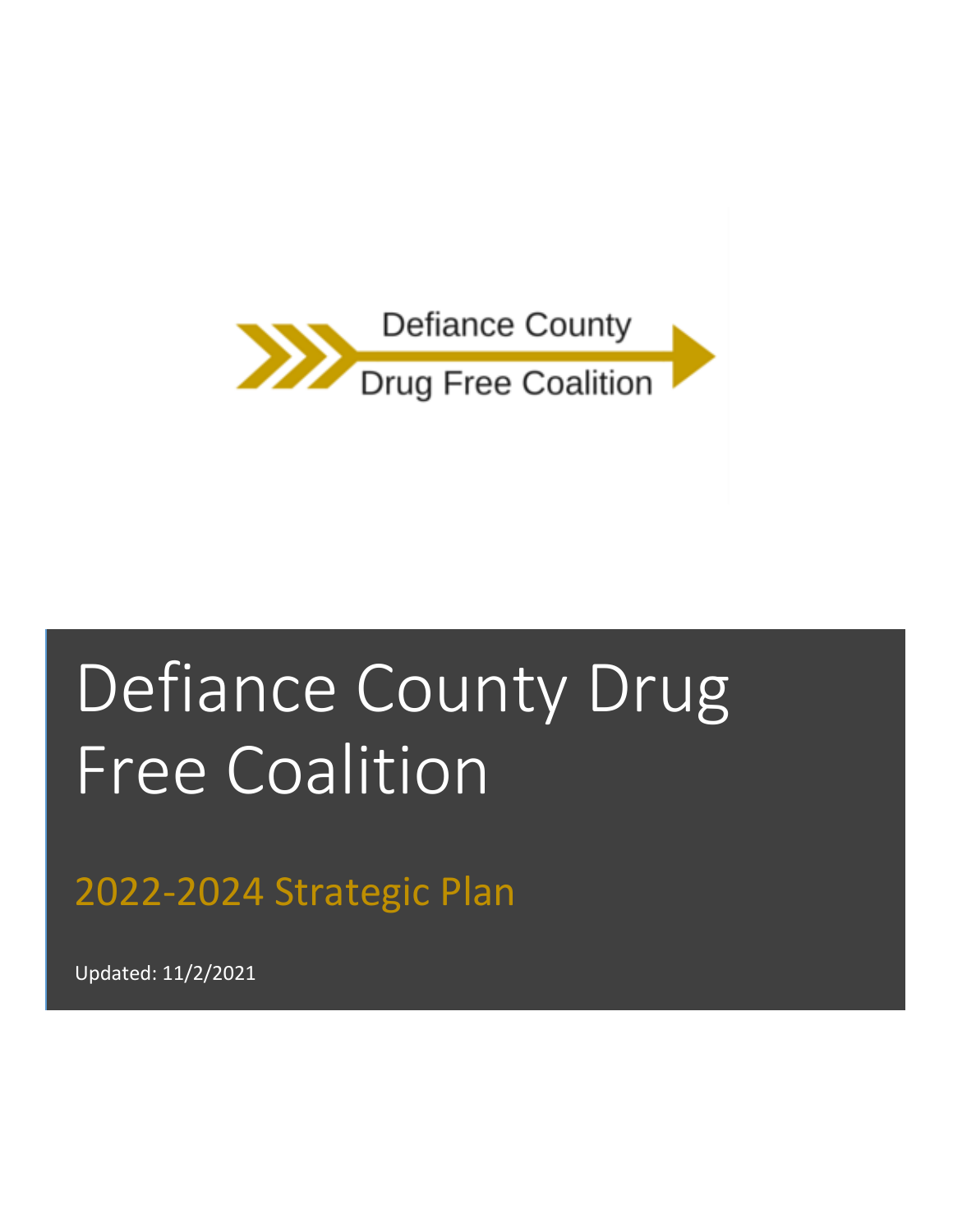Defiance County

Drug Free Coalition

# Defiance County Drug Free Coalition

## 2022-2024 Strategic Plan

Updated: 11/2/2021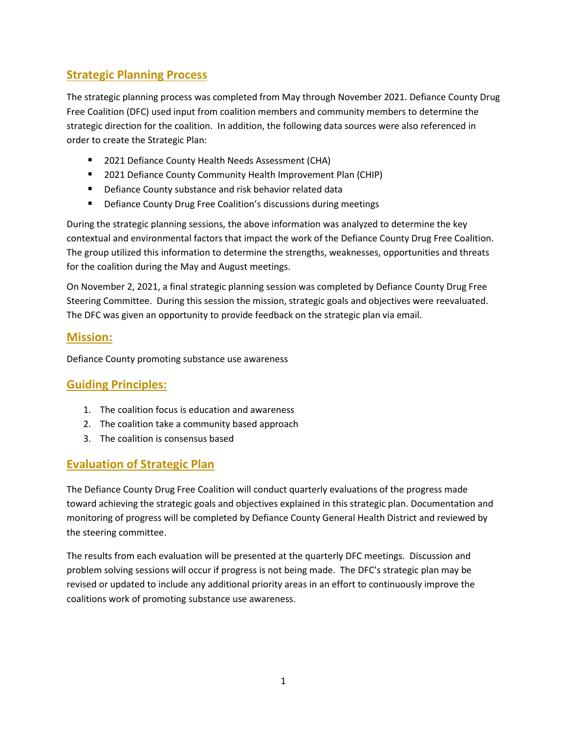## Strategic Planning Process

The strategic planning process was completed from May through November 2021. Defiance County Drug Free Coalition (DFC) used input from coalition members and community members to determine the strategic direction for the coalition. In addition, the following data sources were also referenced in order to create the Strategic Plan:

- 2021 Defiance County Health Needs Assessment (CHA)
- 2021 Defiance County Community Health Improvement Plan (CHIP)
- Defiance County substance and risk behavior related data
- Defiance County Drug Free Coalition's discussions during meetings

During the strategic planning sessions, the above information was analyzed to determine the key contextual and environmental factors that impact the work of the Defiance County Drug Free Coalition. The group utilized this information to determine the strengths, weaknesses, opportunities and threats for the coalition during the May and August meetings.

On November 2, 2021, a final strategic planning session was completed by Defiance County Drug Free Steering Committee. During this session the mission, strategic goals and objectives were reevaluated. The DFC was given an opportunity to provide feedback on the strategic plan via email.

## Mission:

Defiance County promoting substance use awareness

## Guiding Principles:

1. The coalition focus is education and awareness
2. The coalition take a community based approach
3. The coalition is consensus based

## Evaluation of Strategic Plan

The Defiance County Drug Free Coalition will conduct quarterly evaluations of the progress made toward achieving the strategic goals and objectives explained in this strategic plan. Documentation and monitoring of progress will be completed by Defiance County General Health District and reviewed by the steering committee.

The results from each evaluation will be presented at the quarterly DFC meetings. Discussion and problem solving sessions will occur if progress is not being made. The DFC's strategic plan may be revised or updated to include any additional priority areas in an effort to continuously improve the coalitions work of promoting substance use awareness.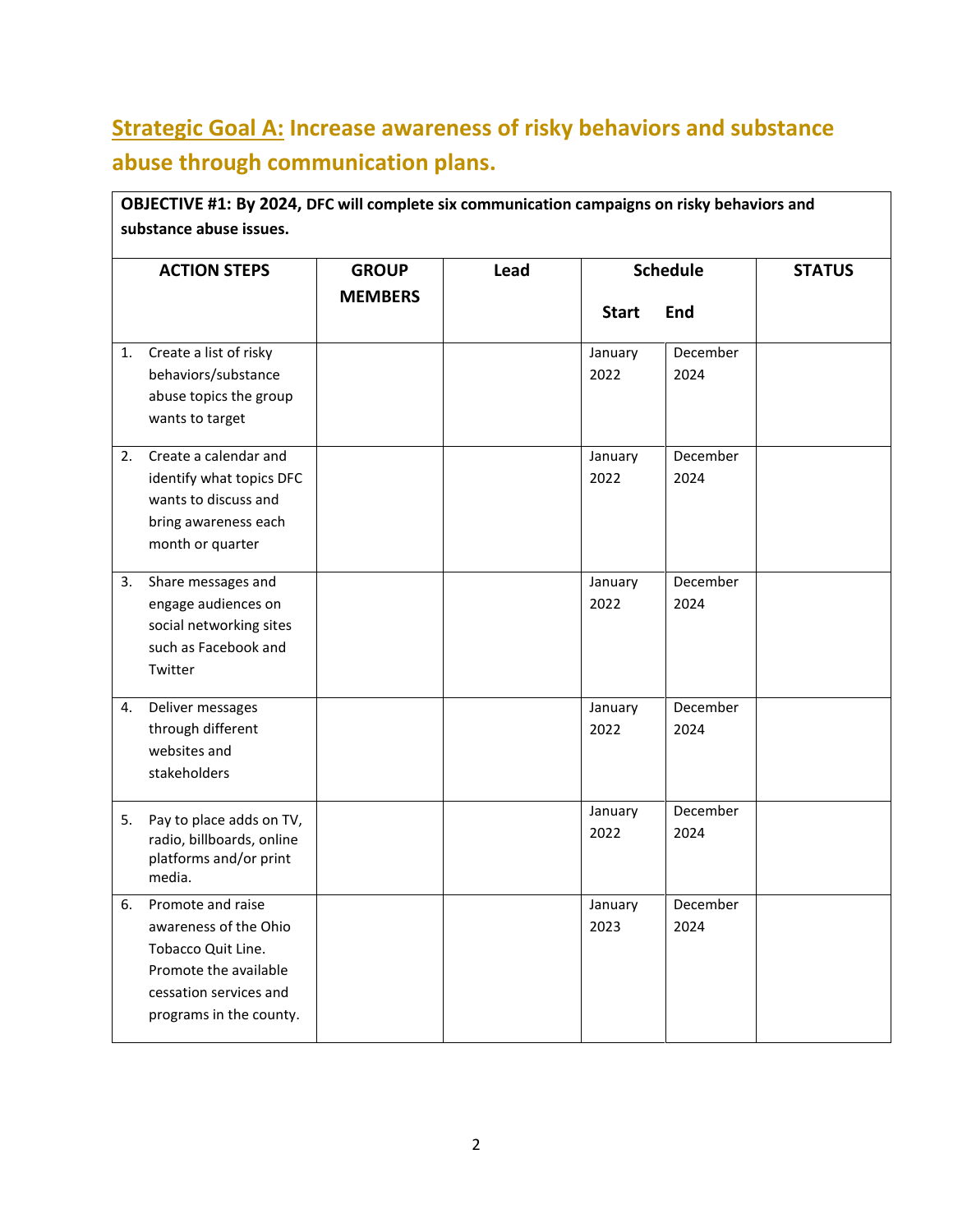## Strategic Goal A: Increase awareness of risky behaviors and substance abuse through communication plans.

| OBJECTIVE #1: By 2024, DFC will complete six communication campaigns on risky behaviors and substance abuse issues. | | | | | |
|---|---|---|---|---|---|
| **ACTION STEPS** | **GROUP MEMBERS** | **Lead** | **Schedule** | | **STATUS** |
| | | | **Start** | **End** | |
| 1. Create a list of risky behaviors/substance abuse topics the group wants to target | | | January 2022 | December 2024 | |
| 2. Create a calendar and identify what topics DFC wants to discuss and bring awareness each month or quarter | | | January 2022 | December 2024 | |
| 3. Share messages and engage audiences on social networking sites such as Facebook and Twitter | | | January 2022 | December 2024 | |
| 4. Deliver messages through different websites and stakeholders | | | January 2022 | December 2024 | |
| 5. Pay to place adds on TV, radio, billboards, online platforms and/or print media. | | | January 2022 | December 2024 | |
| 6. Promote and raise awareness of the Ohio Tobacco Quit Line. Promote the available cessation services and programs in the county. | | | January 2023 | December 2024 | |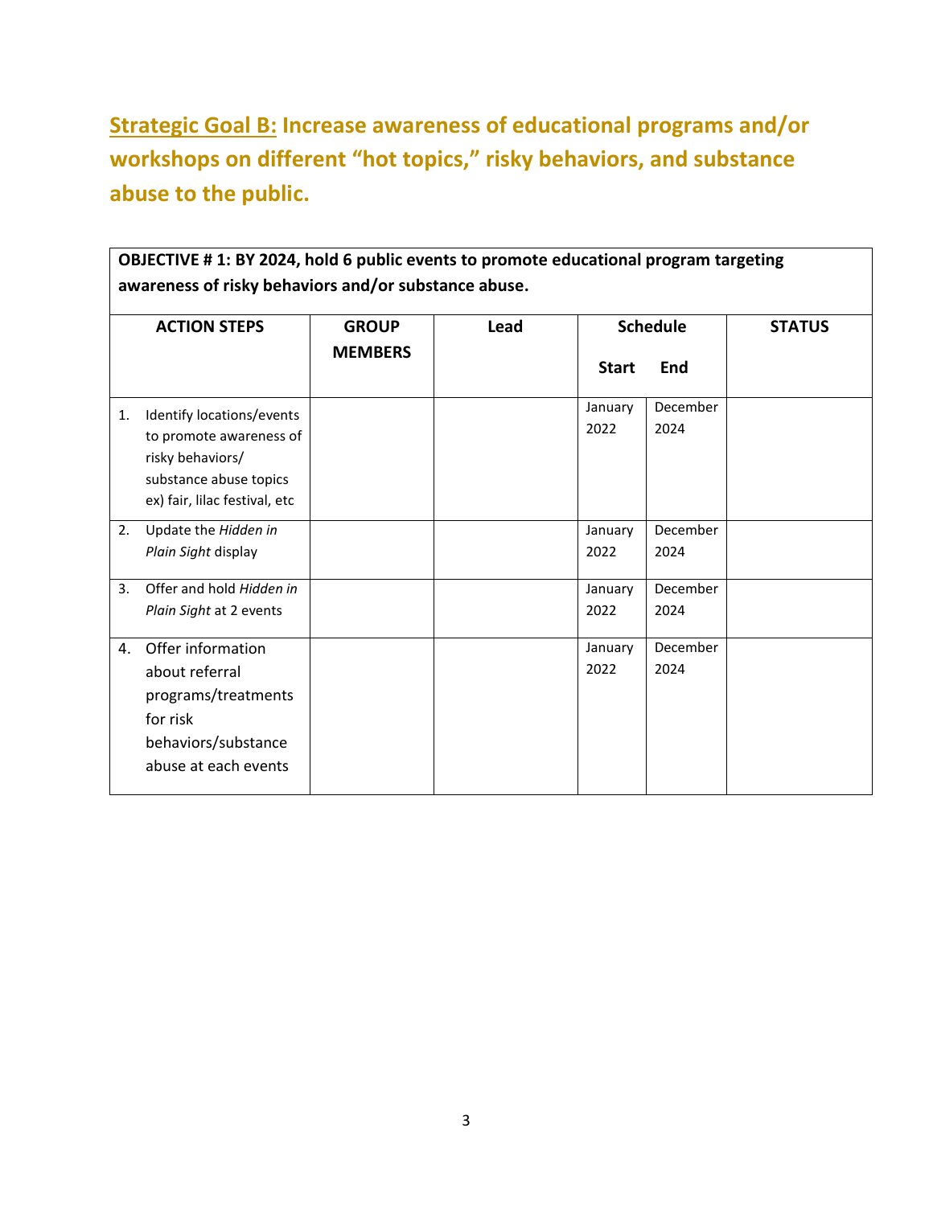## Strategic Goal B: Increase awareness of educational programs and/or workshops on different "hot topics," risky behaviors, and substance abuse to the public.

| **OBJECTIVE # 1: BY 2024, hold 6 public events to promote educational program targeting awareness of risky behaviors and/or substance abuse.** | | | | | |
|---|---|---|---|---|---|
| **ACTION STEPS** | **GROUP MEMBERS** | **Lead** | **Schedule** | | **STATUS** |
| | | | **Start** | **End** | |
| 1. Identify locations/events to promote awareness of risky behaviors/ substance abuse topics ex) fair, lilac festival, etc | | | January 2022 | December 2024 | |
| 2. Update the *Hidden in Plain Sight* display | | | January 2022 | December 2024 | |
| 3. Offer and hold *Hidden in Plain Sight* at 2 events | | | January 2022 | December 2024 | |
| 4. Offer information about referral programs/treatments for risk behaviors/substance abuse at each events | | | January 2022 | December 2024 | |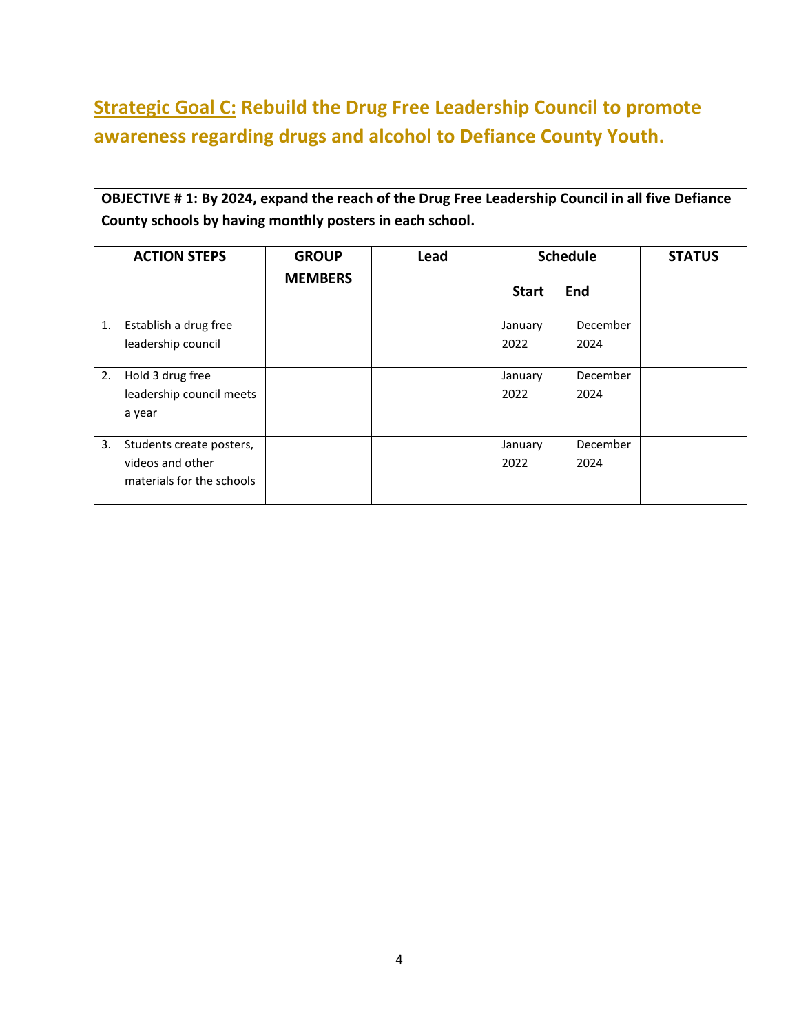## <u>Strategic Goal C:</u> Rebuild the Drug Free Leadership Council to promote awareness regarding drugs and alcohol to Defiance County Youth.

| **OBJECTIVE # 1: By 2024, expand the reach of the Drug Free Leadership Council in all five Defiance County schools by having monthly posters in each school.** | | | | | |
|---|---|---|---|---|---|
| **ACTION STEPS** | **GROUP MEMBERS** | **Lead** | **Schedule** | | **STATUS** |
| | | | **Start** | **End** | |
| 1. Establish a drug free leadership council | | | January 2022 | December 2024 | |
| 2. Hold 3 drug free leadership council meets a year | | | January 2022 | December 2024 | |
| 3. Students create posters, videos and other materials for the schools | | | January 2022 | December 2024 | |